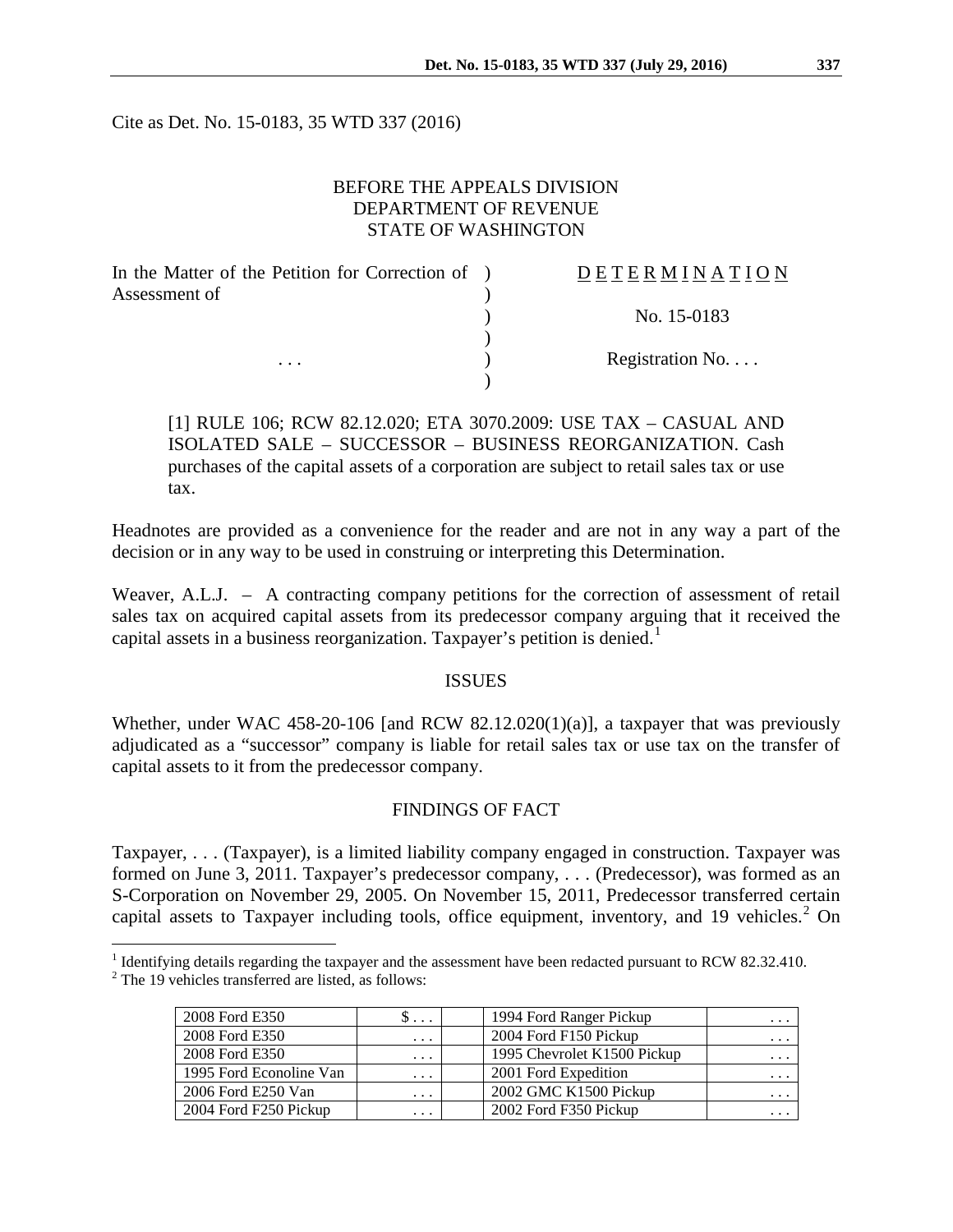Cite as Det. No. 15-0183, 35 WTD 337 (2016)

BEFORE THE APPEALS DIVISION
DEPARTMENT OF REVENUE
STATE OF WASHINGTON

| In the Matter of the Petition for Correction of Assessment of | ) | D E T E R M I N A T I O N |
|---|---|---|
| | ) | No. 15-0183 |
| . . . | ) | Registration No. . . . |

[1] RULE 106; RCW 82.12.020; ETA 3070.2009: USE TAX – CASUAL AND ISOLATED SALE – SUCCESSOR – BUSINESS REORGANIZATION. Cash purchases of the capital assets of a corporation are subject to retail sales tax or use tax.

Headnotes are provided as a convenience for the reader and are not in any way a part of the decision or in any way to be used in construing or interpreting this Determination.

Weaver, A.L.J. – A contracting company petitions for the correction of assessment of retail sales tax on acquired capital assets from its predecessor company arguing that it received the capital assets in a business reorganization. Taxpayer's petition is denied.[1]

## ISSUES

Whether, under WAC 458-20-106 [and RCW 82.12.020(1)(a)], a taxpayer that was previously adjudicated as a "successor" company is liable for retail sales tax or use tax on the transfer of capital assets to it from the predecessor company.

## FINDINGS OF FACT

Taxpayer, . . . (Taxpayer), is a limited liability company engaged in construction. Taxpayer was formed on June 3, 2011. Taxpayer's predecessor company, . . . (Predecessor), was formed as an S-Corporation on November 29, 2005. On November 15, 2011, Predecessor transferred certain capital assets to Taxpayer including tools, office equipment, inventory, and 19 vehicles.[2] On

[1] Identifying details regarding the taxpayer and the assessment have been redacted pursuant to RCW 82.32.410.

[2] The 19 vehicles transferred are listed, as follows:

| | | | | |
|---|---|---|---|---|
| 2008 Ford E350 | $ . . . | | 1994 Ford Ranger Pickup | . . . |
| 2008 Ford E350 | . . . | | 2004 Ford F150 Pickup | . . . |
| 2008 Ford E350 | . . . | | 1995 Chevrolet K1500 Pickup | . . . |
| 1995 Ford Econoline Van | . . . | | 2001 Ford Expedition | . . . |
| 2006 Ford E250 Van | . . . | | 2002 GMC K1500 Pickup | . . . |
| 2004 Ford F250 Pickup | . . . | | 2002 Ford F350 Pickup | . . . |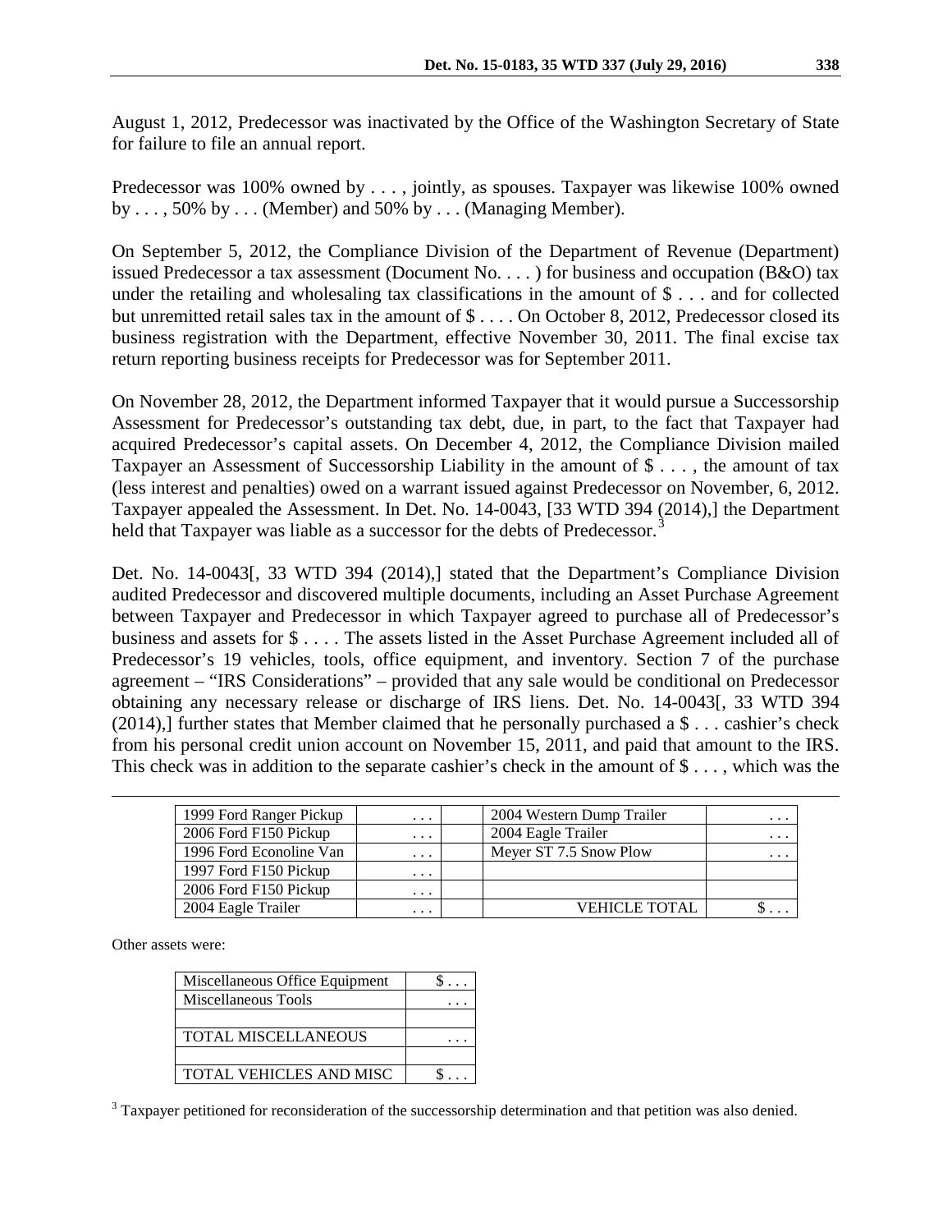August 1, 2012, Predecessor was inactivated by the Office of the Washington Secretary of State for failure to file an annual report.

Predecessor was 100% owned by . . . , jointly, as spouses. Taxpayer was likewise 100% owned by . . . , 50% by . . . (Member) and 50% by . . . (Managing Member).

On September 5, 2012, the Compliance Division of the Department of Revenue (Department) issued Predecessor a tax assessment (Document No. . . . ) for business and occupation (B&O) tax under the retailing and wholesaling tax classifications in the amount of $ . . . and for collected but unremitted retail sales tax in the amount of $ . . . . On October 8, 2012, Predecessor closed its business registration with the Department, effective November 30, 2011. The final excise tax return reporting business receipts for Predecessor was for September 2011.

On November 28, 2012, the Department informed Taxpayer that it would pursue a Successorship Assessment for Predecessor's outstanding tax debt, due, in part, to the fact that Taxpayer had acquired Predecessor's capital assets. On December 4, 2012, the Compliance Division mailed Taxpayer an Assessment of Successorship Liability in the amount of $ . . . , the amount of tax (less interest and penalties) owed on a warrant issued against Predecessor on November, 6, 2012. Taxpayer appealed the Assessment. In Det. No. 14-0043, [33 WTD 394 (2014),] the Department held that Taxpayer was liable as a successor for the debts of Predecessor.[3]

Det. No. 14-0043[, 33 WTD 394 (2014),] stated that the Department's Compliance Division audited Predecessor and discovered multiple documents, including an Asset Purchase Agreement between Taxpayer and Predecessor in which Taxpayer agreed to purchase all of Predecessor's business and assets for $ . . . . The assets listed in the Asset Purchase Agreement included all of Predecessor's 19 vehicles, tools, office equipment, and inventory. Section 7 of the purchase agreement – "IRS Considerations" – provided that any sale would be conditional on Predecessor obtaining any necessary release or discharge of IRS liens. Det. No. 14-0043[, 33 WTD 394 (2014),] further states that Member claimed that he personally purchased a $ . . . cashier's check from his personal credit union account on November 15, 2011, and paid that amount to the IRS. This check was in addition to the separate cashier's check in the amount of $ . . . , which was the

| | | | | |
|---|---|---|---|---|
| 1999 Ford Ranger Pickup | . . . | | 2004 Western Dump Trailer | . . . |
| 2006 Ford F150 Pickup | . . . | | 2004 Eagle Trailer | . . . |
| 1996 Ford Econoline Van | . . . | | Meyer ST 7.5 Snow Plow | . . . |
| 1997 Ford F150 Pickup | . . . | | | |
| 2006 Ford F150 Pickup | . . . | | | |
| 2004 Eagle Trailer | . . . | | VEHICLE TOTAL | $ . . . |

Other assets were:

| | |
|---|---|
| Miscellaneous Office Equipment | $ . . . |
| Miscellaneous Tools | . . . |
| | |
| TOTAL MISCELLANEOUS | . . . |
| | |
| TOTAL VEHICLES AND MISC | $ . . . |

[3] Taxpayer petitioned for reconsideration of the successorship determination and that petition was also denied.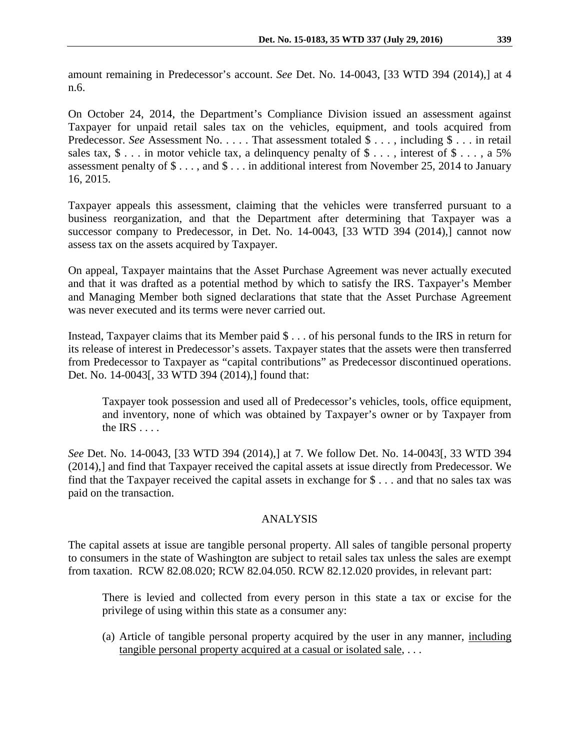amount remaining in Predecessor's account. *See* Det. No. 14-0043, [33 WTD 394 (2014),] at 4 n.6.

On October 24, 2014, the Department's Compliance Division issued an assessment against Taxpayer for unpaid retail sales tax on the vehicles, equipment, and tools acquired from Predecessor. *See* Assessment No. . . . . That assessment totaled $ . . . , including $ . . . in retail sales tax, $ . . . in motor vehicle tax, a delinquency penalty of $ . . . , interest of $ . . . , a 5% assessment penalty of $ . . . , and $ . . . in additional interest from November 25, 2014 to January 16, 2015.

Taxpayer appeals this assessment, claiming that the vehicles were transferred pursuant to a business reorganization, and that the Department after determining that Taxpayer was a successor company to Predecessor, in Det. No. 14-0043, [33 WTD 394 (2014),] cannot now assess tax on the assets acquired by Taxpayer.

On appeal, Taxpayer maintains that the Asset Purchase Agreement was never actually executed and that it was drafted as a potential method by which to satisfy the IRS. Taxpayer's Member and Managing Member both signed declarations that state that the Asset Purchase Agreement was never executed and its terms were never carried out.

Instead, Taxpayer claims that its Member paid $ . . . of his personal funds to the IRS in return for its release of interest in Predecessor's assets. Taxpayer states that the assets were then transferred from Predecessor to Taxpayer as "capital contributions" as Predecessor discontinued operations. Det. No. 14-0043[, 33 WTD 394 (2014),] found that:

> Taxpayer took possession and used all of Predecessor's vehicles, tools, office equipment, and inventory, none of which was obtained by Taxpayer's owner or by Taxpayer from the IRS . . . .

*See* Det. No. 14-0043, [33 WTD 394 (2014),] at 7. We follow Det. No. 14-0043[, 33 WTD 394 (2014),] and find that Taxpayer received the capital assets at issue directly from Predecessor. We find that the Taxpayer received the capital assets in exchange for $ . . . and that no sales tax was paid on the transaction.

## ANALYSIS

The capital assets at issue are tangible personal property. All sales of tangible personal property to consumers in the state of Washington are subject to retail sales tax unless the sales are exempt from taxation. RCW 82.08.020; RCW 82.04.050. RCW 82.12.020 provides, in relevant part:

> There is levied and collected from every person in this state a tax or excise for the privilege of using within this state as a consumer any:
>
> (a) Article of tangible personal property acquired by the user in any manner, <u>including tangible personal property acquired at a casual or isolated sale</u>, . . .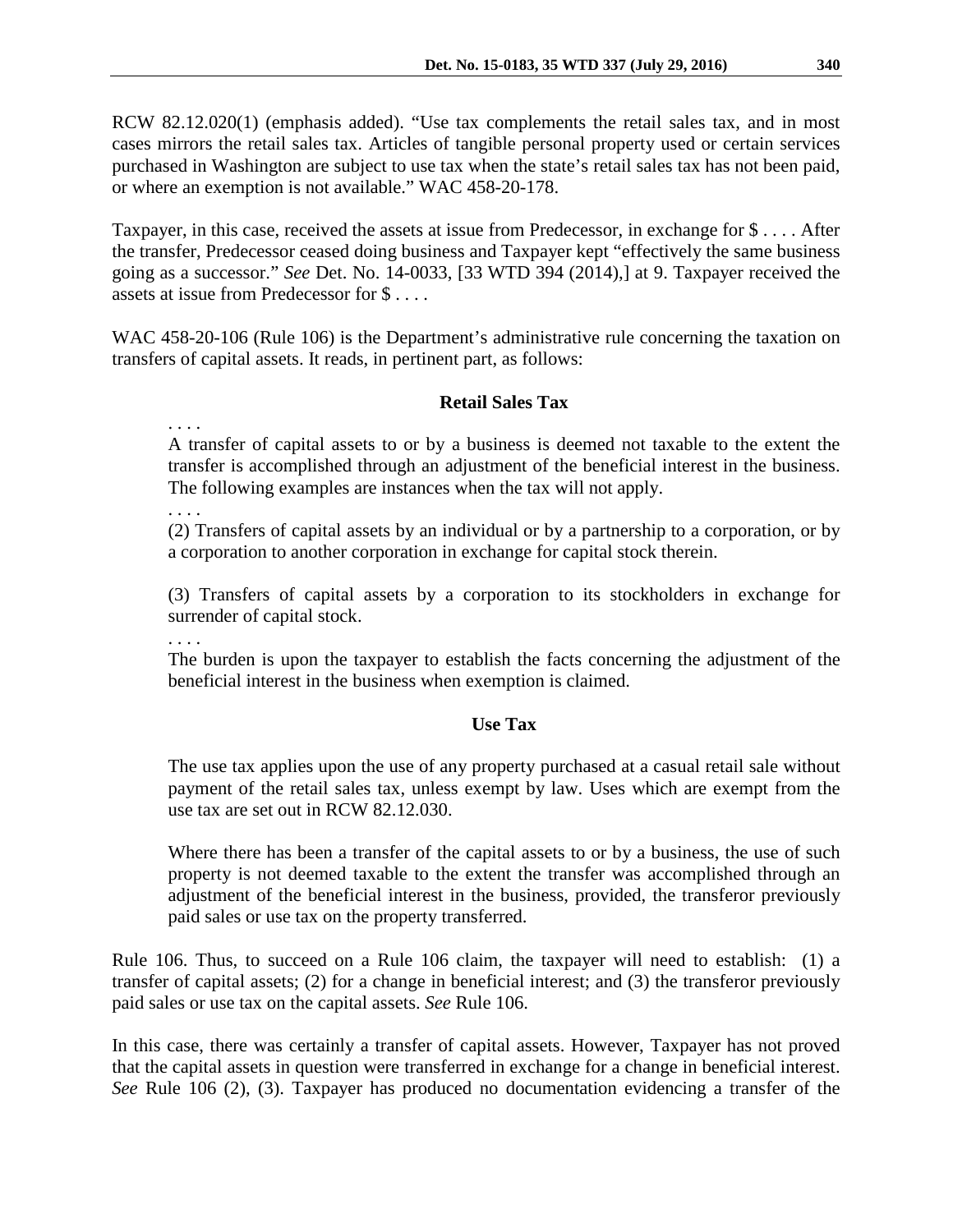RCW 82.12.020(1) (emphasis added). "Use tax complements the retail sales tax, and in most cases mirrors the retail sales tax. Articles of tangible personal property used or certain services purchased in Washington are subject to use tax when the state's retail sales tax has not been paid, or where an exemption is not available." WAC 458-20-178.

Taxpayer, in this case, received the assets at issue from Predecessor, in exchange for $ . . . . After the transfer, Predecessor ceased doing business and Taxpayer kept "effectively the same business going as a successor." *See* Det. No. 14-0033, [33 WTD 394 (2014),] at 9. Taxpayer received the assets at issue from Predecessor for $ . . . .

WAC 458-20-106 (Rule 106) is the Department's administrative rule concerning the taxation on transfers of capital assets. It reads, in pertinent part, as follows:

> **Retail Sales Tax**
>
> . . . .
>
> A transfer of capital assets to or by a business is deemed not taxable to the extent the transfer is accomplished through an adjustment of the beneficial interest in the business. The following examples are instances when the tax will not apply.
>
> . . . .
>
> (2) Transfers of capital assets by an individual or by a partnership to a corporation, or by a corporation to another corporation in exchange for capital stock therein.
>
> (3) Transfers of capital assets by a corporation to its stockholders in exchange for surrender of capital stock.
>
> . . . .
>
> The burden is upon the taxpayer to establish the facts concerning the adjustment of the beneficial interest in the business when exemption is claimed.
>
> **Use Tax**
>
> The use tax applies upon the use of any property purchased at a casual retail sale without payment of the retail sales tax, unless exempt by law. Uses which are exempt from the use tax are set out in RCW 82.12.030.
>
> Where there has been a transfer of the capital assets to or by a business, the use of such property is not deemed taxable to the extent the transfer was accomplished through an adjustment of the beneficial interest in the business, provided, the transferor previously paid sales or use tax on the property transferred.

Rule 106. Thus, to succeed on a Rule 106 claim, the taxpayer will need to establish: (1) a transfer of capital assets; (2) for a change in beneficial interest; and (3) the transferor previously paid sales or use tax on the capital assets. *See* Rule 106.

In this case, there was certainly a transfer of capital assets. However, Taxpayer has not proved that the capital assets in question were transferred in exchange for a change in beneficial interest. *See* Rule 106 (2), (3). Taxpayer has produced no documentation evidencing a transfer of the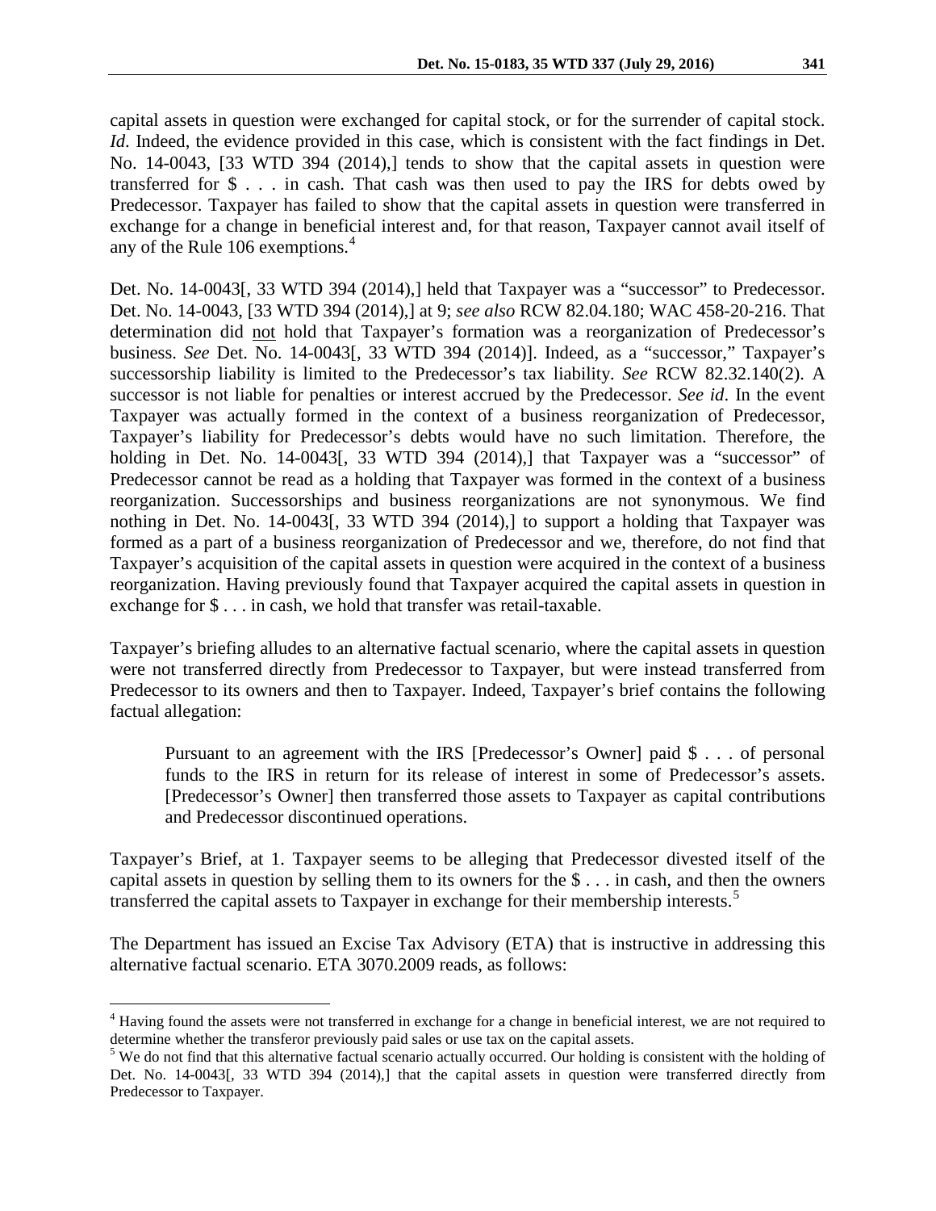capital assets in question were exchanged for capital stock, or for the surrender of capital stock. *Id*. Indeed, the evidence provided in this case, which is consistent with the fact findings in Det. No. 14-0043, [33 WTD 394 (2014),] tends to show that the capital assets in question were transferred for $ . . . in cash. That cash was then used to pay the IRS for debts owed by Predecessor. Taxpayer has failed to show that the capital assets in question were transferred in exchange for a change in beneficial interest and, for that reason, Taxpayer cannot avail itself of any of the Rule 106 exemptions.[4]

Det. No. 14-0043[, 33 WTD 394 (2014),] held that Taxpayer was a "successor" to Predecessor. Det. No. 14-0043, [33 WTD 394 (2014),] at 9; *see also* RCW 82.04.180; WAC 458-20-216. That determination did not hold that Taxpayer's formation was a reorganization of Predecessor's business. *See* Det. No. 14-0043[, 33 WTD 394 (2014)]. Indeed, as a "successor," Taxpayer's successorship liability is limited to the Predecessor's tax liability. *See* RCW 82.32.140(2). A successor is not liable for penalties or interest accrued by the Predecessor. *See id*. In the event Taxpayer was actually formed in the context of a business reorganization of Predecessor, Taxpayer's liability for Predecessor's debts would have no such limitation. Therefore, the holding in Det. No. 14-0043[, 33 WTD 394 (2014),] that Taxpayer was a "successor" of Predecessor cannot be read as a holding that Taxpayer was formed in the context of a business reorganization. Successorships and business reorganizations are not synonymous. We find nothing in Det. No. 14-0043[, 33 WTD 394 (2014),] to support a holding that Taxpayer was formed as a part of a business reorganization of Predecessor and we, therefore, do not find that Taxpayer's acquisition of the capital assets in question were acquired in the context of a business reorganization. Having previously found that Taxpayer acquired the capital assets in question in exchange for $ . . . in cash, we hold that transfer was retail-taxable.

Taxpayer's briefing alludes to an alternative factual scenario, where the capital assets in question were not transferred directly from Predecessor to Taxpayer, but were instead transferred from Predecessor to its owners and then to Taxpayer. Indeed, Taxpayer's brief contains the following factual allegation:

> Pursuant to an agreement with the IRS [Predecessor's Owner] paid $ . . . of personal funds to the IRS in return for its release of interest in some of Predecessor's assets. [Predecessor's Owner] then transferred those assets to Taxpayer as capital contributions and Predecessor discontinued operations.

Taxpayer's Brief, at 1. Taxpayer seems to be alleging that Predecessor divested itself of the capital assets in question by selling them to its owners for the $ . . . in cash, and then the owners transferred the capital assets to Taxpayer in exchange for their membership interests.[5]

The Department has issued an Excise Tax Advisory (ETA) that is instructive in addressing this alternative factual scenario. ETA 3070.2009 reads, as follows:

---

[4] Having found the assets were not transferred in exchange for a change in beneficial interest, we are not required to determine whether the transferor previously paid sales or use tax on the capital assets.

[5] We do not find that this alternative factual scenario actually occurred. Our holding is consistent with the holding of Det. No. 14-0043[, 33 WTD 394 (2014),] that the capital assets in question were transferred directly from Predecessor to Taxpayer.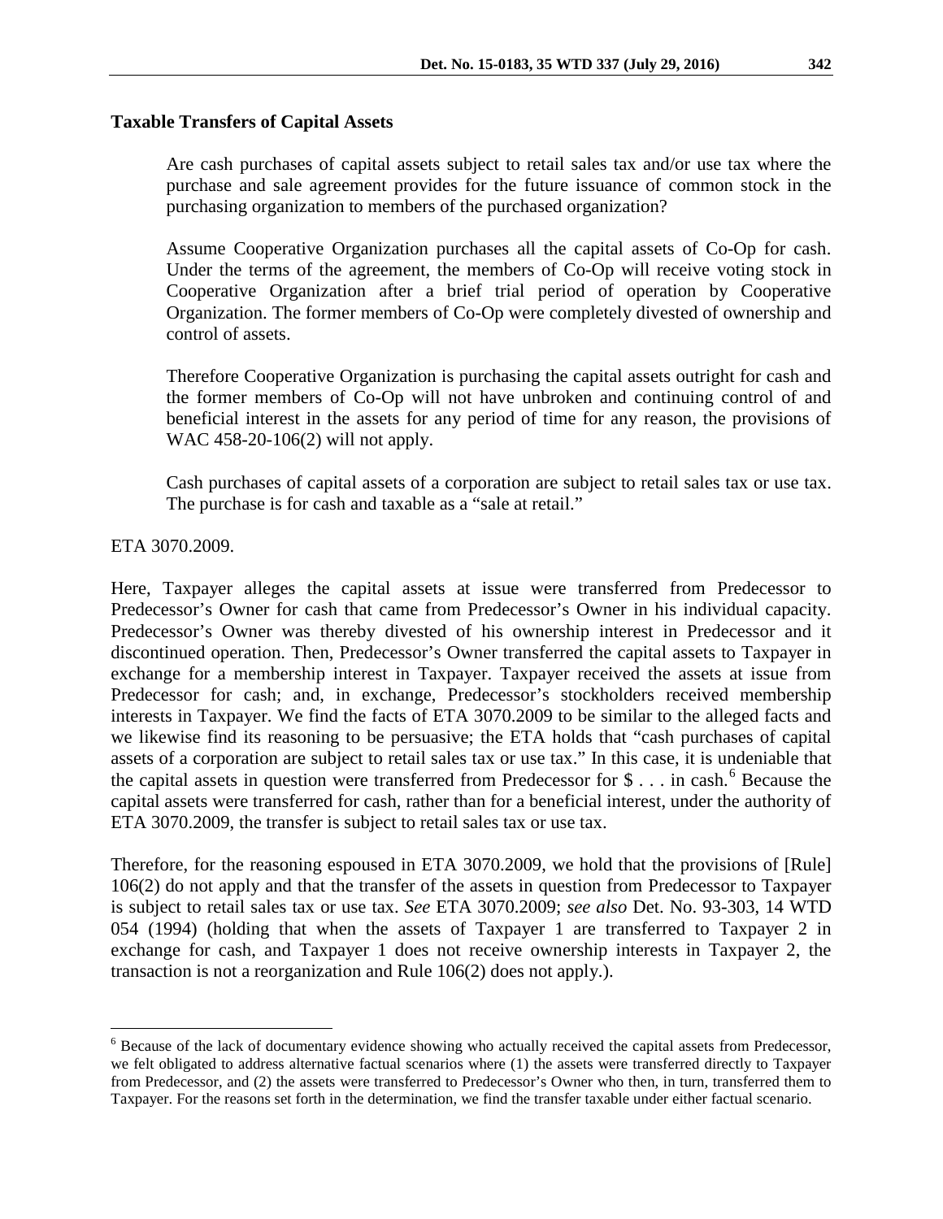**Taxable Transfers of Capital Assets**

> Are cash purchases of capital assets subject to retail sales tax and/or use tax where the purchase and sale agreement provides for the future issuance of common stock in the purchasing organization to members of the purchased organization?
>
> Assume Cooperative Organization purchases all the capital assets of Co-Op for cash. Under the terms of the agreement, the members of Co-Op will receive voting stock in Cooperative Organization after a brief trial period of operation by Cooperative Organization. The former members of Co-Op were completely divested of ownership and control of assets.
>
> Therefore Cooperative Organization is purchasing the capital assets outright for cash and the former members of Co-Op will not have unbroken and continuing control of and beneficial interest in the assets for any period of time for any reason, the provisions of WAC 458-20-106(2) will not apply.
>
> Cash purchases of capital assets of a corporation are subject to retail sales tax or use tax. The purchase is for cash and taxable as a "sale at retail."

ETA 3070.2009.

Here, Taxpayer alleges the capital assets at issue were transferred from Predecessor to Predecessor's Owner for cash that came from Predecessor's Owner in his individual capacity. Predecessor's Owner was thereby divested of his ownership interest in Predecessor and it discontinued operation. Then, Predecessor's Owner transferred the capital assets to Taxpayer in exchange for a membership interest in Taxpayer. Taxpayer received the assets at issue from Predecessor for cash; and, in exchange, Predecessor's stockholders received membership interests in Taxpayer. We find the facts of ETA 3070.2009 to be similar to the alleged facts and we likewise find its reasoning to be persuasive; the ETA holds that "cash purchases of capital assets of a corporation are subject to retail sales tax or use tax." In this case, it is undeniable that the capital assets in question were transferred from Predecessor for $ . . . in cash.[6] Because the capital assets were transferred for cash, rather than for a beneficial interest, under the authority of ETA 3070.2009, the transfer is subject to retail sales tax or use tax.

Therefore, for the reasoning espoused in ETA 3070.2009, we hold that the provisions of [Rule] 106(2) do not apply and that the transfer of the assets in question from Predecessor to Taxpayer is subject to retail sales tax or use tax. *See* ETA 3070.2009; *see also* Det. No. 93-303, 14 WTD 054 (1994) (holding that when the assets of Taxpayer 1 are transferred to Taxpayer 2 in exchange for cash, and Taxpayer 1 does not receive ownership interests in Taxpayer 2, the transaction is not a reorganization and Rule 106(2) does not apply.).

---

[6] Because of the lack of documentary evidence showing who actually received the capital assets from Predecessor, we felt obligated to address alternative factual scenarios where (1) the assets were transferred directly to Taxpayer from Predecessor, and (2) the assets were transferred to Predecessor's Owner who then, in turn, transferred them to Taxpayer. For the reasons set forth in the determination, we find the transfer taxable under either factual scenario.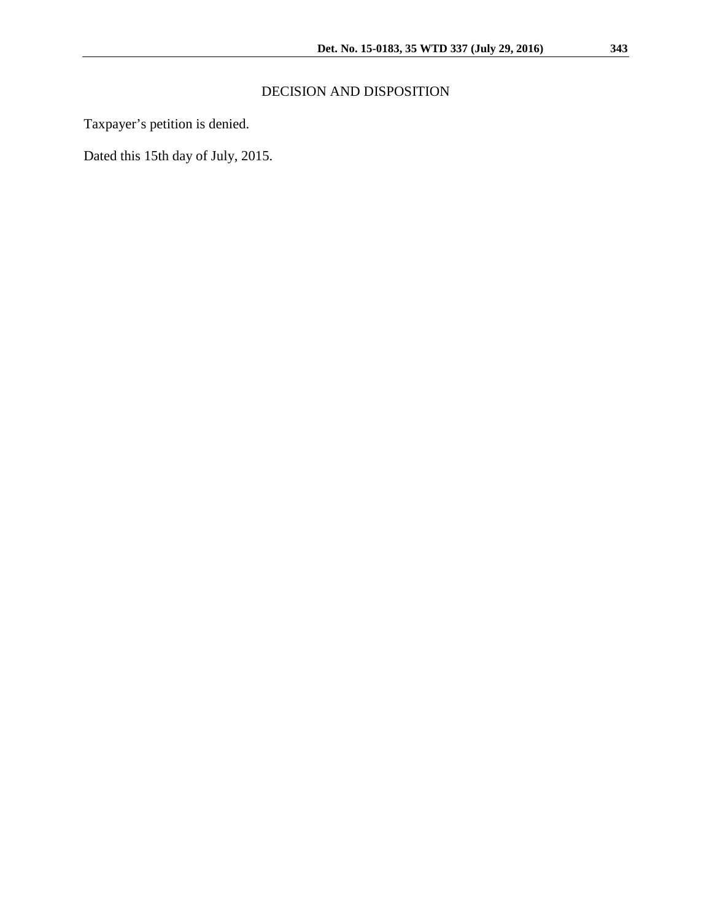## DECISION AND DISPOSITION

Taxpayer’s petition is denied.

Dated this 15th day of July, 2015.